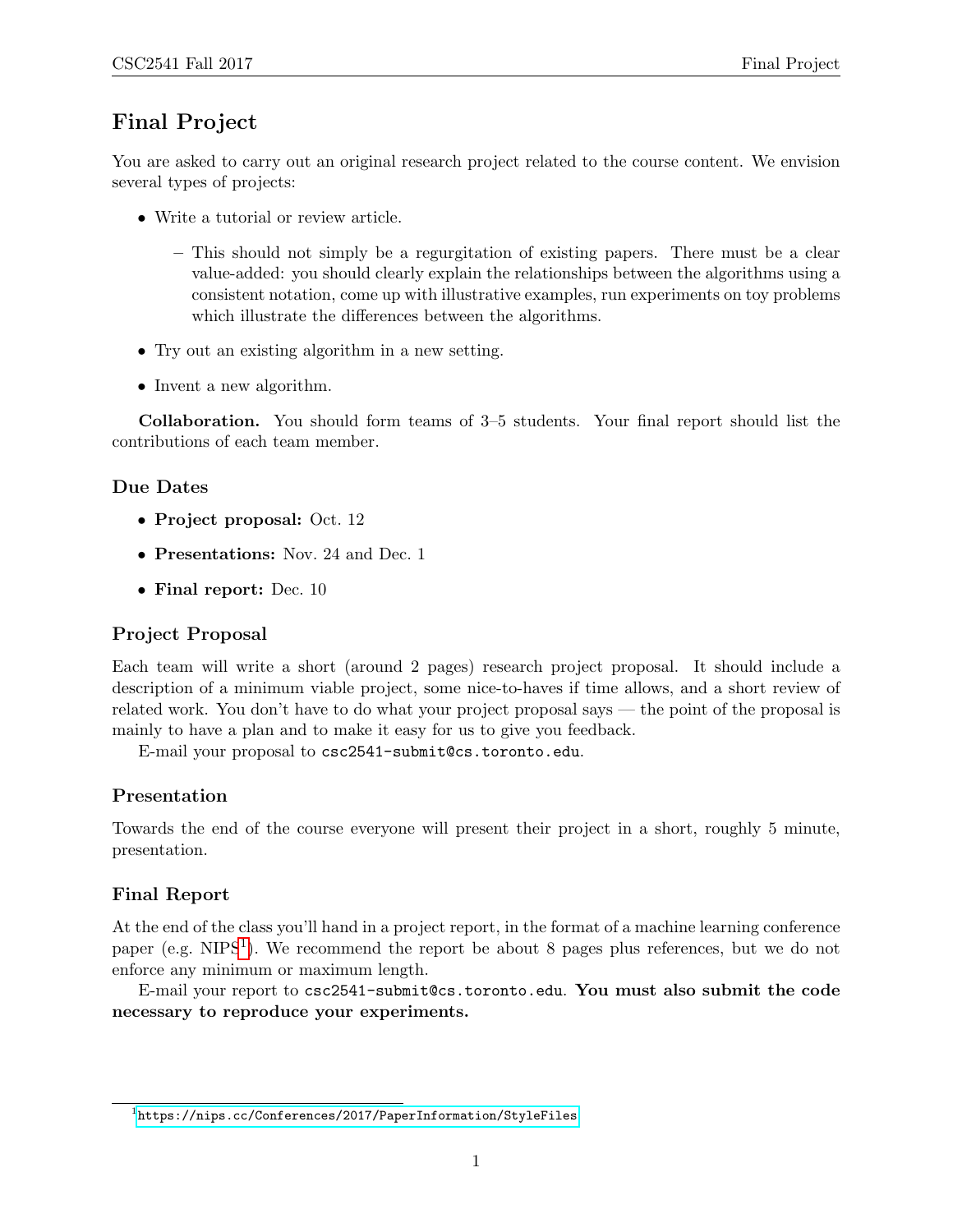# Final Project

You are asked to carry out an original research project related to the course content. We envision several types of projects:

- Write a tutorial or review article.
  - This should not simply be a regurgitation of existing papers. There must be a clear value-added: you should clearly explain the relationships between the algorithms using a consistent notation, come up with illustrative examples, run experiments on toy problems which illustrate the differences between the algorithms.
- Try out an existing algorithm in a new setting.
- Invent a new algorithm.

**Collaboration.** You should form teams of 3–5 students. Your final report should list the contributions of each team member.

### Due Dates

- **Project proposal:** Oct. 12
- **Presentations:** Nov. 24 and Dec. 1
- **Final report:** Dec. 10

### Project Proposal

Each team will write a short (around 2 pages) research project proposal. It should include a description of a minimum viable project, some nice-to-haves if time allows, and a short review of related work. You don't have to do what your project proposal says — the point of the proposal is mainly to have a plan and to make it easy for us to give you feedback.

E-mail your proposal to `csc2541-submit@cs.toronto.edu`.

### Presentation

Towards the end of the course everyone will present their project in a short, roughly 5 minute, presentation.

### Final Report

At the end of the class you'll hand in a project report, in the format of a machine learning conference paper (e.g. NIPS[1]). We recommend the report be about 8 pages plus references, but we do not enforce any minimum or maximum length.

E-mail your report to `csc2541-submit@cs.toronto.edu`. **You must also submit the code necessary to reproduce your experiments.**

[1] https://nips.cc/Conferences/2017/PaperInformation/StyleFiles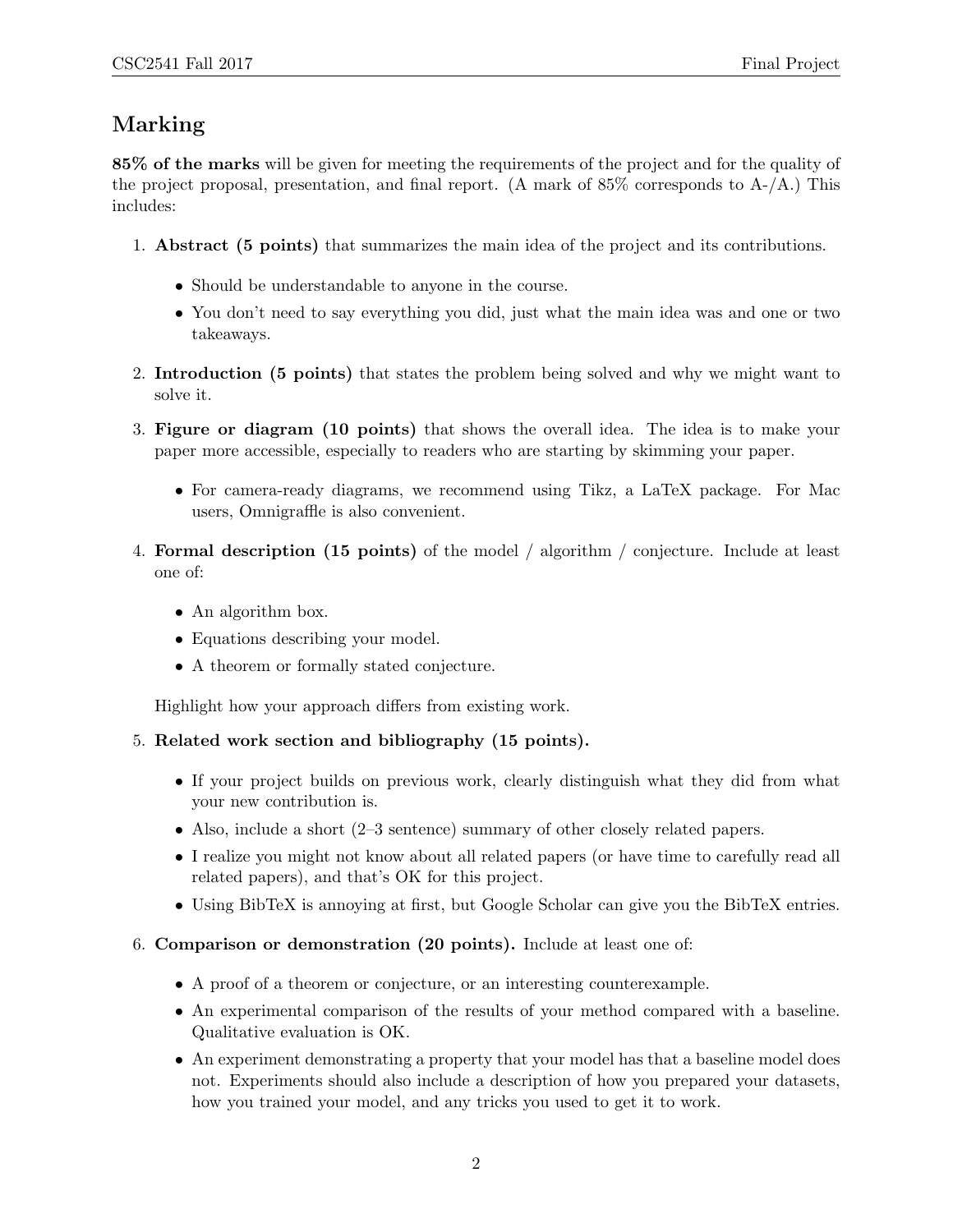## Marking

**85% of the marks** will be given for meeting the requirements of the project and for the quality of the project proposal, presentation, and final report. (A mark of 85% corresponds to A-/A.) This includes:

1. **Abstract (5 points)** that summarizes the main idea of the project and its contributions.
   - Should be understandable to anyone in the course.
   - You don't need to say everything you did, just what the main idea was and one or two takeaways.

2. **Introduction (5 points)** that states the problem being solved and why we might want to solve it.

3. **Figure or diagram (10 points)** that shows the overall idea. The idea is to make your paper more accessible, especially to readers who are starting by skimming your paper.
   - For camera-ready diagrams, we recommend using Tikz, a LaTeX package. For Mac users, Omnigraffle is also convenient.

4. **Formal description (15 points)** of the model / algorithm / conjecture. Include at least one of:
   - An algorithm box.
   - Equations describing your model.
   - A theorem or formally stated conjecture.

   Highlight how your approach differs from existing work.

5. **Related work section and bibliography (15 points).**
   - If your project builds on previous work, clearly distinguish what they did from what your new contribution is.
   - Also, include a short (2–3 sentence) summary of other closely related papers.
   - I realize you might not know about all related papers (or have time to carefully read all related papers), and that's OK for this project.
   - Using BibTeX is annoying at first, but Google Scholar can give you the BibTeX entries.

6. **Comparison or demonstration (20 points).** Include at least one of:
   - A proof of a theorem or conjecture, or an interesting counterexample.
   - An experimental comparison of the results of your method compared with a baseline. Qualitative evaluation is OK.
   - An experiment demonstrating a property that your model has that a baseline model does not. Experiments should also include a description of how you prepared your datasets, how you trained your model, and any tricks you used to get it to work.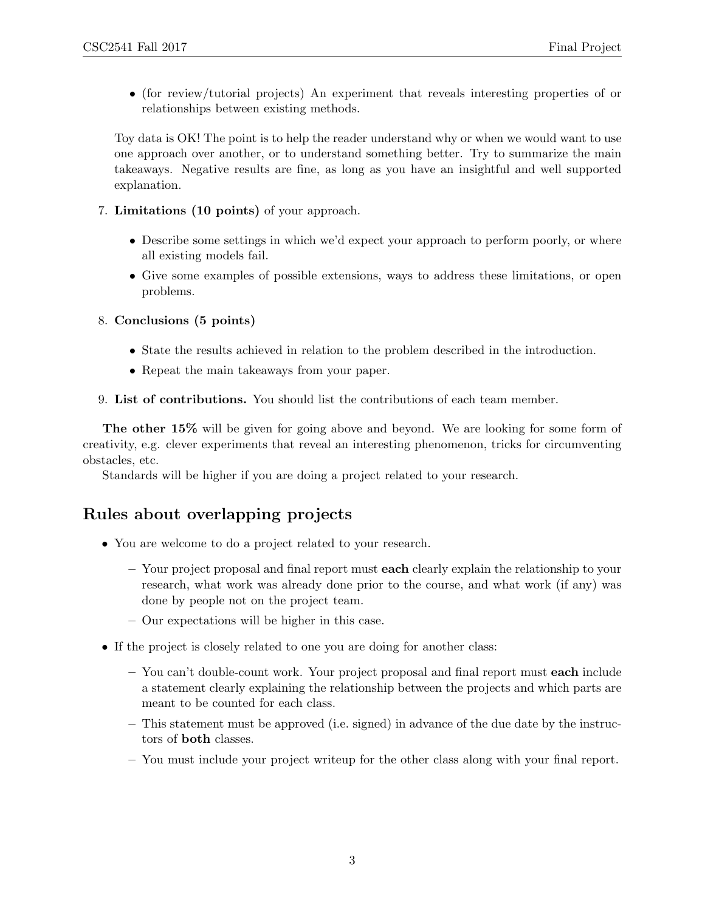- (for review/tutorial projects) An experiment that reveals interesting properties of or relationships between existing methods.

Toy data is OK! The point is to help the reader understand why or when we would want to use one approach over another, or to understand something better. Try to summarize the main takeaways. Negative results are fine, as long as you have an insightful and well supported explanation.

7. **Limitations (10 points)** of your approach.
   - Describe some settings in which we'd expect your approach to perform poorly, or where all existing models fail.
   - Give some examples of possible extensions, ways to address these limitations, or open problems.
8. **Conclusions (5 points)**
   - State the results achieved in relation to the problem described in the introduction.
   - Repeat the main takeaways from your paper.
9. **List of contributions.** You should list the contributions of each team member.

**The other 15%** will be given for going above and beyond. We are looking for some form of creativity, e.g. clever experiments that reveal an interesting phenomenon, tricks for circumventing obstacles, etc.

Standards will be higher if you are doing a project related to your research.

## Rules about overlapping projects

- You are welcome to do a project related to your research.
  - Your project proposal and final report must **each** clearly explain the relationship to your research, what work was already done prior to the course, and what work (if any) was done by people not on the project team.
  - Our expectations will be higher in this case.
- If the project is closely related to one you are doing for another class:
  - You can't double-count work. Your project proposal and final report must **each** include a statement clearly explaining the relationship between the projects and which parts are meant to be counted for each class.
  - This statement must be approved (i.e. signed) in advance of the due date by the instructors of **both** classes.
  - You must include your project writeup for the other class along with your final report.